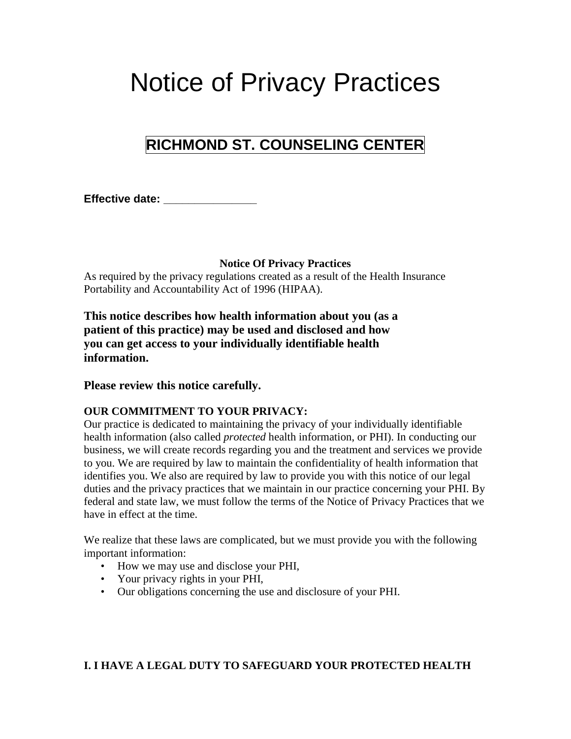# Notice of Privacy Practices

## RICHMOND ST. COUNSELING CENTER

**Effective date: _______________**

**Notice Of Privacy Practices**

As required by the privacy regulations created as a result of the Health Insurance Portability and Accountability Act of 1996 (HIPAA).

**This notice describes how health information about you (as a patient of this practice) may be used and disclosed and how you can get access to your individually identifiable health information.**

**Please review this notice carefully.**

**OUR COMMITMENT TO YOUR PRIVACY:**

Our practice is dedicated to maintaining the privacy of your individually identifiable health information (also called *protected* health information, or PHI). In conducting our business, we will create records regarding you and the treatment and services we provide to you. We are required by law to maintain the confidentiality of health information that identifies you. We also are required by law to provide you with this notice of our legal duties and the privacy practices that we maintain in our practice concerning your PHI. By federal and state law, we must follow the terms of the Notice of Privacy Practices that we have in effect at the time.

We realize that these laws are complicated, but we must provide you with the following important information:

- How we may use and disclose your PHI,
- Your privacy rights in your PHI,
- Our obligations concerning the use and disclosure of your PHI.

**I. I HAVE A LEGAL DUTY TO SAFEGUARD YOUR PROTECTED HEALTH**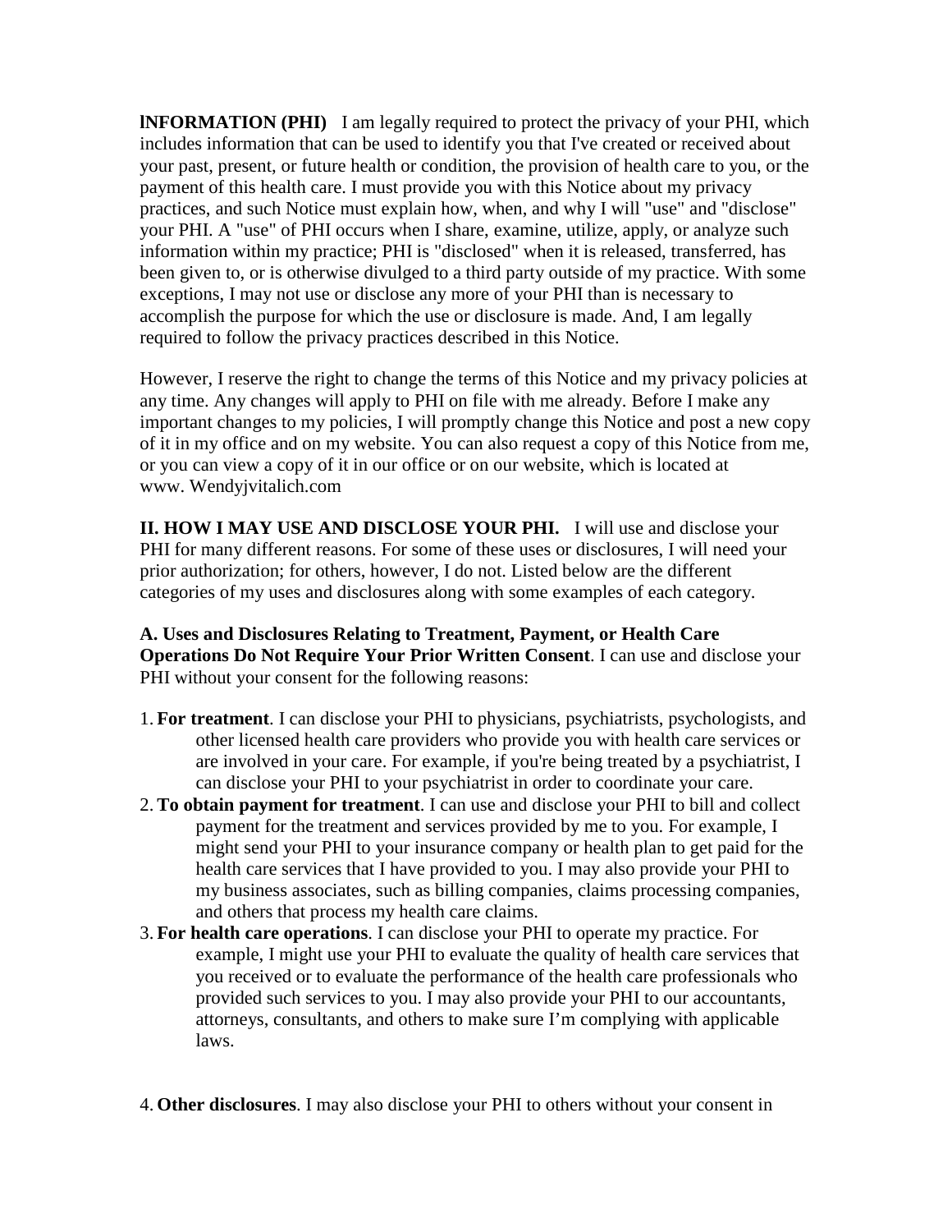**lNFORMATION (PHI)** I am legally required to protect the privacy of your PHI, which includes information that can be used to identify you that I've created or received about your past, present, or future health or condition, the provision of health care to you, or the payment of this health care. I must provide you with this Notice about my privacy practices, and such Notice must explain how, when, and why I will "use" and "disclose" your PHI. A "use" of PHI occurs when I share, examine, utilize, apply, or analyze such information within my practice; PHI is "disclosed" when it is released, transferred, has been given to, or is otherwise divulged to a third party outside of my practice. With some exceptions, I may not use or disclose any more of your PHI than is necessary to accomplish the purpose for which the use or disclosure is made. And, I am legally required to follow the privacy practices described in this Notice.

However, I reserve the right to change the terms of this Notice and my privacy policies at any time. Any changes will apply to PHI on file with me already. Before I make any important changes to my policies, I will promptly change this Notice and post a new copy of it in my office and on my website. You can also request a copy of this Notice from me, or you can view a copy of it in our office or on our website, which is located at www. Wendyjvitalich.com

**II. HOW I MAY USE AND DISCLOSE YOUR PHI.** I will use and disclose your PHI for many different reasons. For some of these uses or disclosures, I will need your prior authorization; for others, however, I do not. Listed below are the different categories of my uses and disclosures along with some examples of each category.

**A. Uses and Disclosures Relating to Treatment, Payment, or Health Care Operations Do Not Require Your Prior Written Consent**. I can use and disclose your PHI without your consent for the following reasons:

1. **For treatment**. I can disclose your PHI to physicians, psychiatrists, psychologists, and other licensed health care providers who provide you with health care services or are involved in your care. For example, if you're being treated by a psychiatrist, I can disclose your PHI to your psychiatrist in order to coordinate your care.
2. **To obtain payment for treatment**. I can use and disclose your PHI to bill and collect payment for the treatment and services provided by me to you. For example, I might send your PHI to your insurance company or health plan to get paid for the health care services that I have provided to you. I may also provide your PHI to my business associates, such as billing companies, claims processing companies, and others that process my health care claims.
3. **For health care operations**. I can disclose your PHI to operate my practice. For example, I might use your PHI to evaluate the quality of health care services that you received or to evaluate the performance of the health care professionals who provided such services to you. I may also provide your PHI to our accountants, attorneys, consultants, and others to make sure I'm complying with applicable laws.
4. **Other disclosures**. I may also disclose your PHI to others without your consent in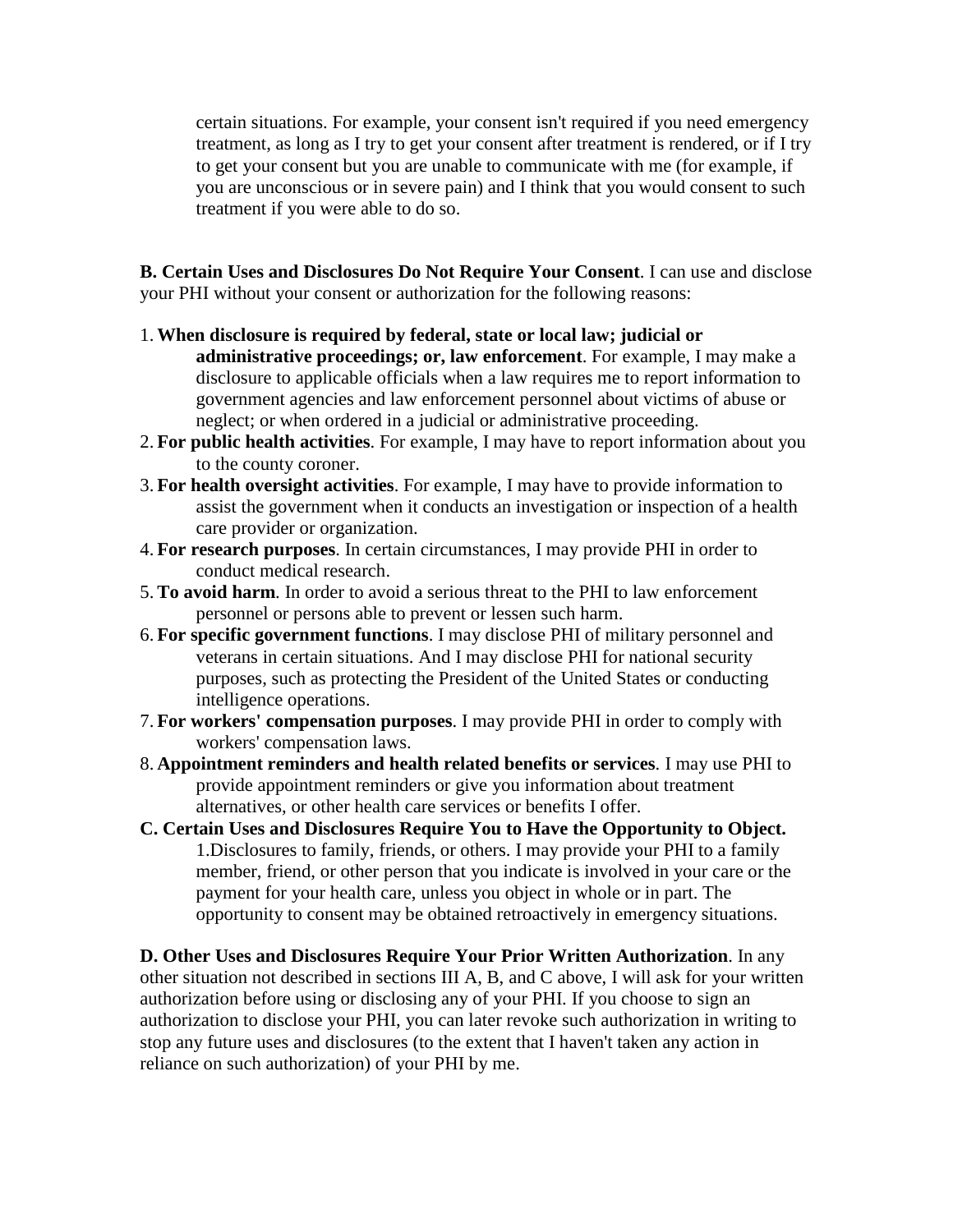certain situations. For example, your consent isn't required if you need emergency treatment, as long as I try to get your consent after treatment is rendered, or if I try to get your consent but you are unable to communicate with me (for example, if you are unconscious or in severe pain) and I think that you would consent to such treatment if you were able to do so.

**B. Certain Uses and Disclosures Do Not Require Your Consent**. I can use and disclose your PHI without your consent or authorization for the following reasons:

1. **When disclosure is required by federal, state or local law; judicial or administrative proceedings; or, law enforcement**. For example, I may make a disclosure to applicable officials when a law requires me to report information to government agencies and law enforcement personnel about victims of abuse or neglect; or when ordered in a judicial or administrative proceeding.
2. **For public health activities**. For example, I may have to report information about you to the county coroner.
3. **For health oversight activities**. For example, I may have to provide information to assist the government when it conducts an investigation or inspection of a health care provider or organization.
4. **For research purposes**. In certain circumstances, I may provide PHI in order to conduct medical research.
5. **To avoid harm**. In order to avoid a serious threat to the PHI to law enforcement personnel or persons able to prevent or lessen such harm.
6. **For specific government functions**. I may disclose PHI of military personnel and veterans in certain situations. And I may disclose PHI for national security purposes, such as protecting the President of the United States or conducting intelligence operations.
7. **For workers' compensation purposes**. I may provide PHI in order to comply with workers' compensation laws.
8. **Appointment reminders and health related benefits or services**. I may use PHI to provide appointment reminders or give you information about treatment alternatives, or other health care services or benefits I offer.

**C. Certain Uses and Disclosures Require You to Have the Opportunity to Object.**

1.Disclosures to family, friends, or others. I may provide your PHI to a family member, friend, or other person that you indicate is involved in your care or the payment for your health care, unless you object in whole or in part. The opportunity to consent may be obtained retroactively in emergency situations.

**D. Other Uses and Disclosures Require Your Prior Written Authorization**. In any other situation not described in sections III A, B, and C above, I will ask for your written authorization before using or disclosing any of your PHI. If you choose to sign an authorization to disclose your PHI, you can later revoke such authorization in writing to stop any future uses and disclosures (to the extent that I haven't taken any action in reliance on such authorization) of your PHI by me.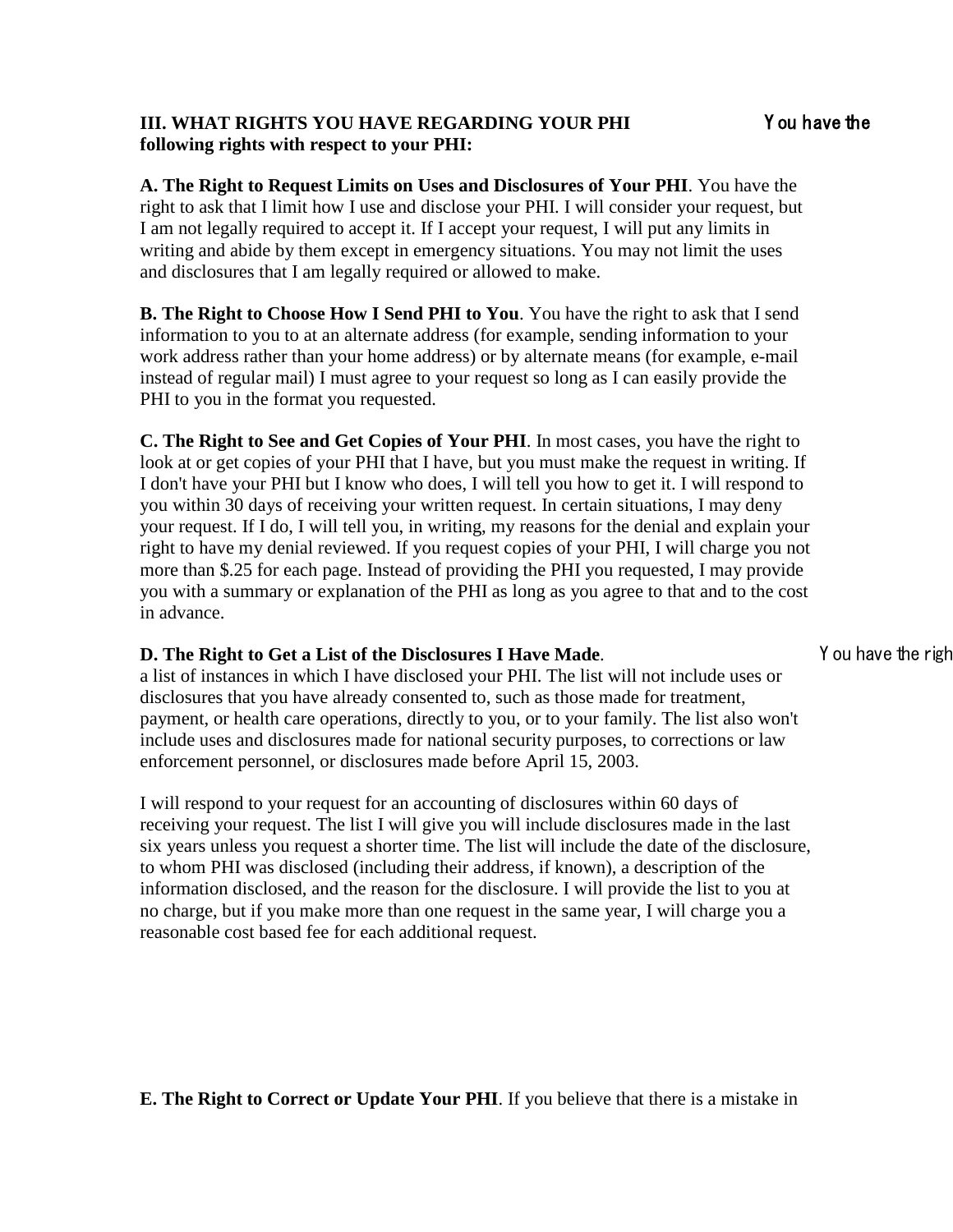**III. WHAT RIGHTS YOU HAVE REGARDING YOUR PHI** You have the **following rights with respect to your PHI:**

**A. The Right to Request Limits on Uses and Disclosures of Your PHI**. You have the right to ask that I limit how I use and disclose your PHI. I will consider your request, but I am not legally required to accept it. If I accept your request, I will put any limits in writing and abide by them except in emergency situations. You may not limit the uses and disclosures that I am legally required or allowed to make.

**B. The Right to Choose How I Send PHI to You**. You have the right to ask that I send information to you to at an alternate address (for example, sending information to your work address rather than your home address) or by alternate means (for example, e-mail instead of regular mail) I must agree to your request so long as I can easily provide the PHI to you in the format you requested.

**C. The Right to See and Get Copies of Your PHI**. In most cases, you have the right to look at or get copies of your PHI that I have, but you must make the request in writing. If I don't have your PHI but I know who does, I will tell you how to get it. I will respond to you within 30 days of receiving your written request. In certain situations, I may deny your request. If I do, I will tell you, in writing, my reasons for the denial and explain your right to have my denial reviewed. If you request copies of your PHI, I will charge you not more than $.25 for each page. Instead of providing the PHI you requested, I may provide you with a summary or explanation of the PHI as long as you agree to that and to the cost in advance.

**D. The Right to Get a List of the Disclosures I Have Made**. You have the righ a list of instances in which I have disclosed your PHI. The list will not include uses or disclosures that you have already consented to, such as those made for treatment, payment, or health care operations, directly to you, or to your family. The list also won't include uses and disclosures made for national security purposes, to corrections or law enforcement personnel, or disclosures made before April 15, 2003.

I will respond to your request for an accounting of disclosures within 60 days of receiving your request. The list I will give you will include disclosures made in the last six years unless you request a shorter time. The list will include the date of the disclosure, to whom PHI was disclosed (including their address, if known), a description of the information disclosed, and the reason for the disclosure. I will provide the list to you at no charge, but if you make more than one request in the same year, I will charge you a reasonable cost based fee for each additional request.

**E. The Right to Correct or Update Your PHI**. If you believe that there is a mistake in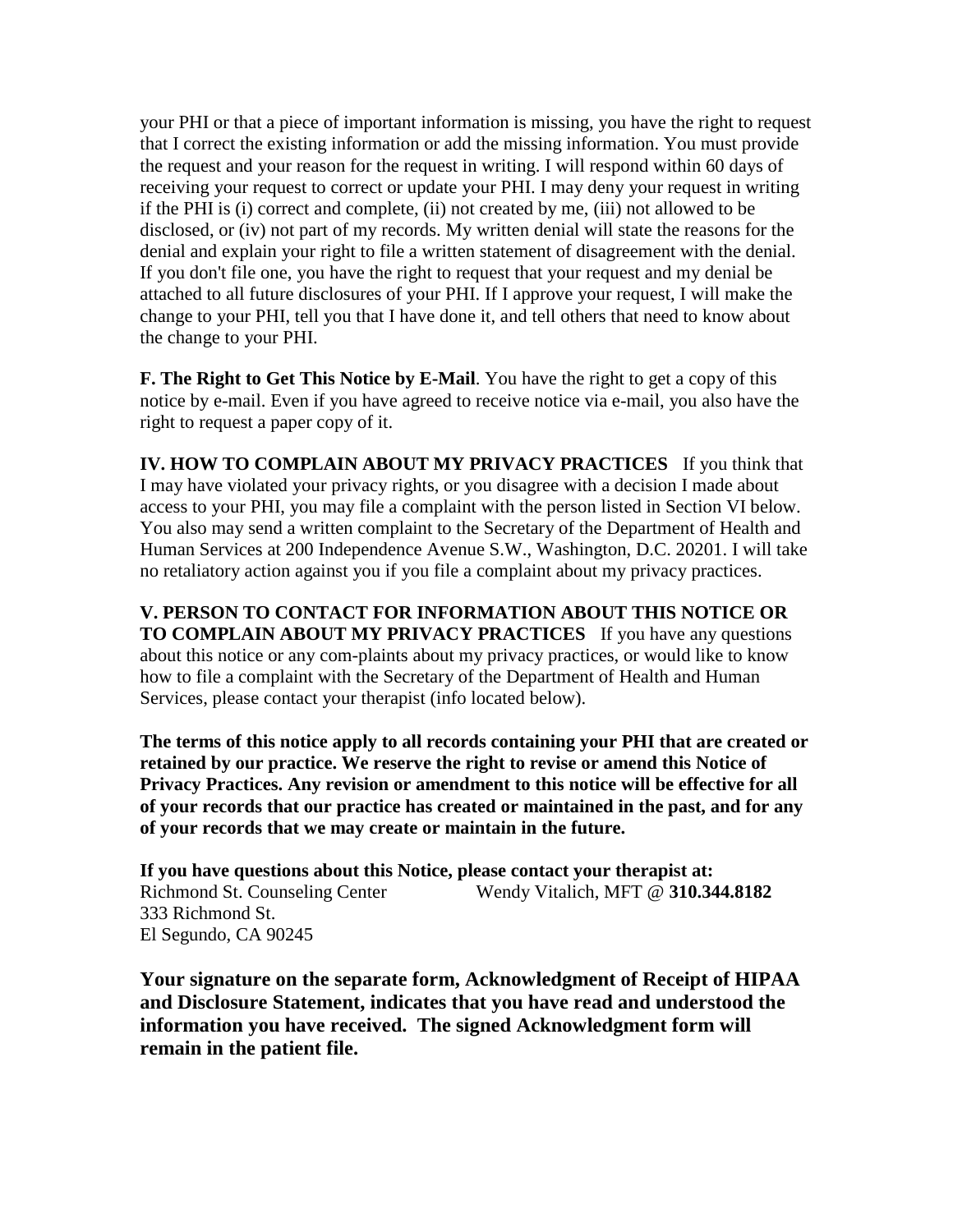your PHI or that a piece of important information is missing, you have the right to request that I correct the existing information or add the missing information. You must provide the request and your reason for the request in writing. I will respond within 60 days of receiving your request to correct or update your PHI. I may deny your request in writing if the PHI is (i) correct and complete, (ii) not created by me, (iii) not allowed to be disclosed, or (iv) not part of my records. My written denial will state the reasons for the denial and explain your right to file a written statement of disagreement with the denial. If you don't file one, you have the right to request that your request and my denial be attached to all future disclosures of your PHI. If I approve your request, I will make the change to your PHI, tell you that I have done it, and tell others that need to know about the change to your PHI.

**F. The Right to Get This Notice by E-Mail**. You have the right to get a copy of this notice by e-mail. Even if you have agreed to receive notice via e-mail, you also have the right to request a paper copy of it.

**IV. HOW TO COMPLAIN ABOUT MY PRIVACY PRACTICES** If you think that I may have violated your privacy rights, or you disagree with a decision I made about access to your PHI, you may file a complaint with the person listed in Section VI below. You also may send a written complaint to the Secretary of the Department of Health and Human Services at 200 Independence Avenue S.W., Washington, D.C. 20201. I will take no retaliatory action against you if you file a complaint about my privacy practices.

**V. PERSON TO CONTACT FOR INFORMATION ABOUT THIS NOTICE OR TO COMPLAIN ABOUT MY PRIVACY PRACTICES** If you have any questions about this notice or any com-plaints about my privacy practices, or would like to know how to file a complaint with the Secretary of the Department of Health and Human Services, please contact your therapist (info located below).

**The terms of this notice apply to all records containing your PHI that are created or retained by our practice. We reserve the right to revise or amend this Notice of Privacy Practices. Any revision or amendment to this notice will be effective for all of your records that our practice has created or maintained in the past, and for any of your records that we may create or maintain in the future.**

**If you have questions about this Notice, please contact your therapist at:**
Richmond St. Counseling Center Wendy Vitalich, MFT @ **310.344.8182**
333 Richmond St.
El Segundo, CA 90245

**Your signature on the separate form, Acknowledgment of Receipt of HIPAA and Disclosure Statement, indicates that you have read and understood the information you have received. The signed Acknowledgment form will remain in the patient file.**